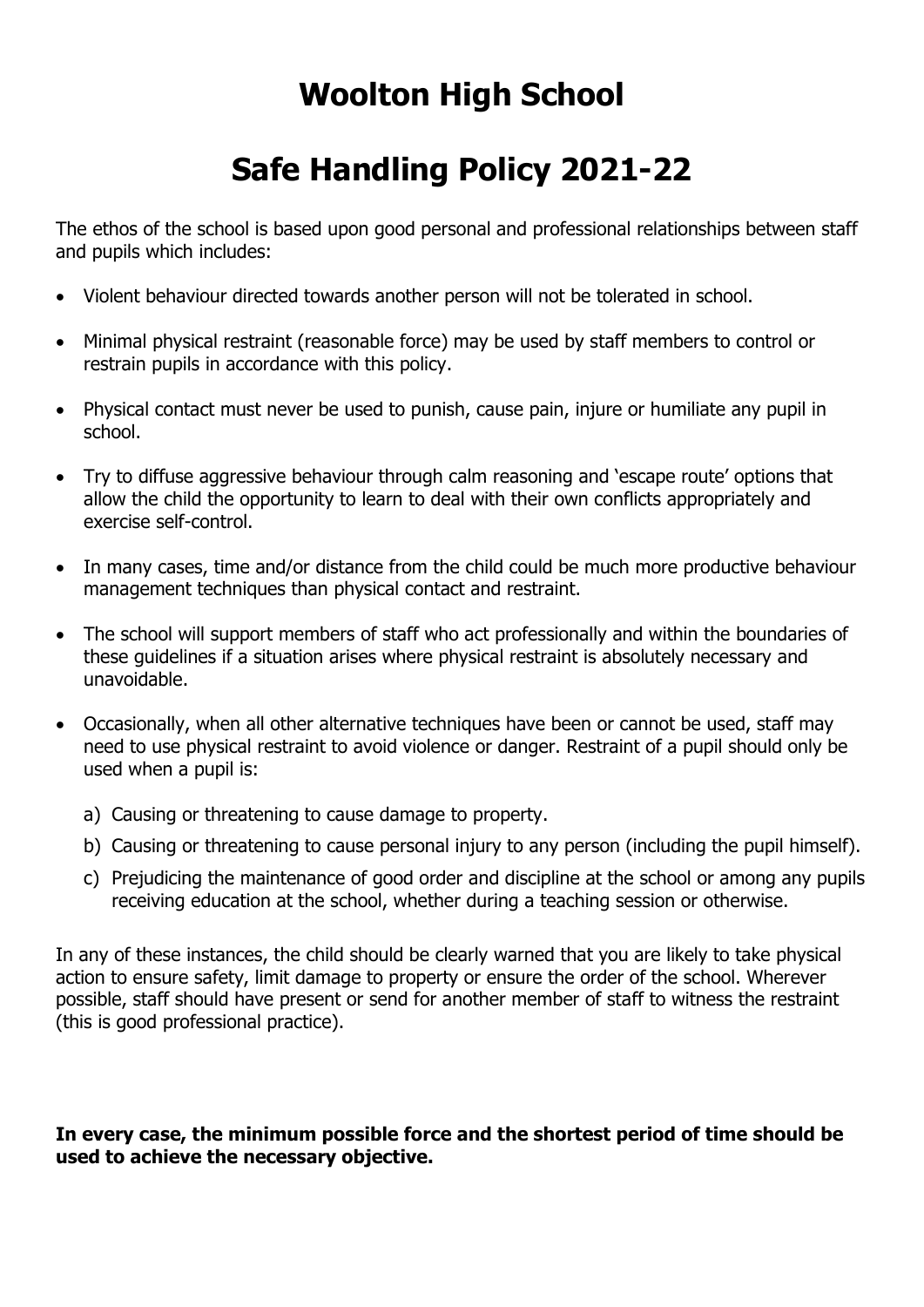# Woolton High School

# Safe Handling Policy 2021-22

The ethos of the school is based upon good personal and professional relationships between staff and pupils which includes:

- Violent behaviour directed towards another person will not be tolerated in school.
- Minimal physical restraint (reasonable force) may be used by staff members to control or restrain pupils in accordance with this policy.
- Physical contact must never be used to punish, cause pain, injure or humiliate any pupil in school.
- Try to diffuse aggressive behaviour through calm reasoning and 'escape route' options that allow the child the opportunity to learn to deal with their own conflicts appropriately and exercise self-control.
- In many cases, time and/or distance from the child could be much more productive behaviour management techniques than physical contact and restraint.
- The school will support members of staff who act professionally and within the boundaries of these guidelines if a situation arises where physical restraint is absolutely necessary and unavoidable.
- Occasionally, when all other alternative techniques have been or cannot be used, staff may need to use physical restraint to avoid violence or danger. Restraint of a pupil should only be used when a pupil is:
    a) Causing or threatening to cause damage to property.
    b) Causing or threatening to cause personal injury to any person (including the pupil himself).
    c) Prejudicing the maintenance of good order and discipline at the school or among any pupils receiving education at the school, whether during a teaching session or otherwise.

In any of these instances, the child should be clearly warned that you are likely to take physical action to ensure safety, limit damage to property or ensure the order of the school. Wherever possible, staff should have present or send for another member of staff to witness the restraint (this is good professional practice).

**In every case, the minimum possible force and the shortest period of time should be used to achieve the necessary objective.**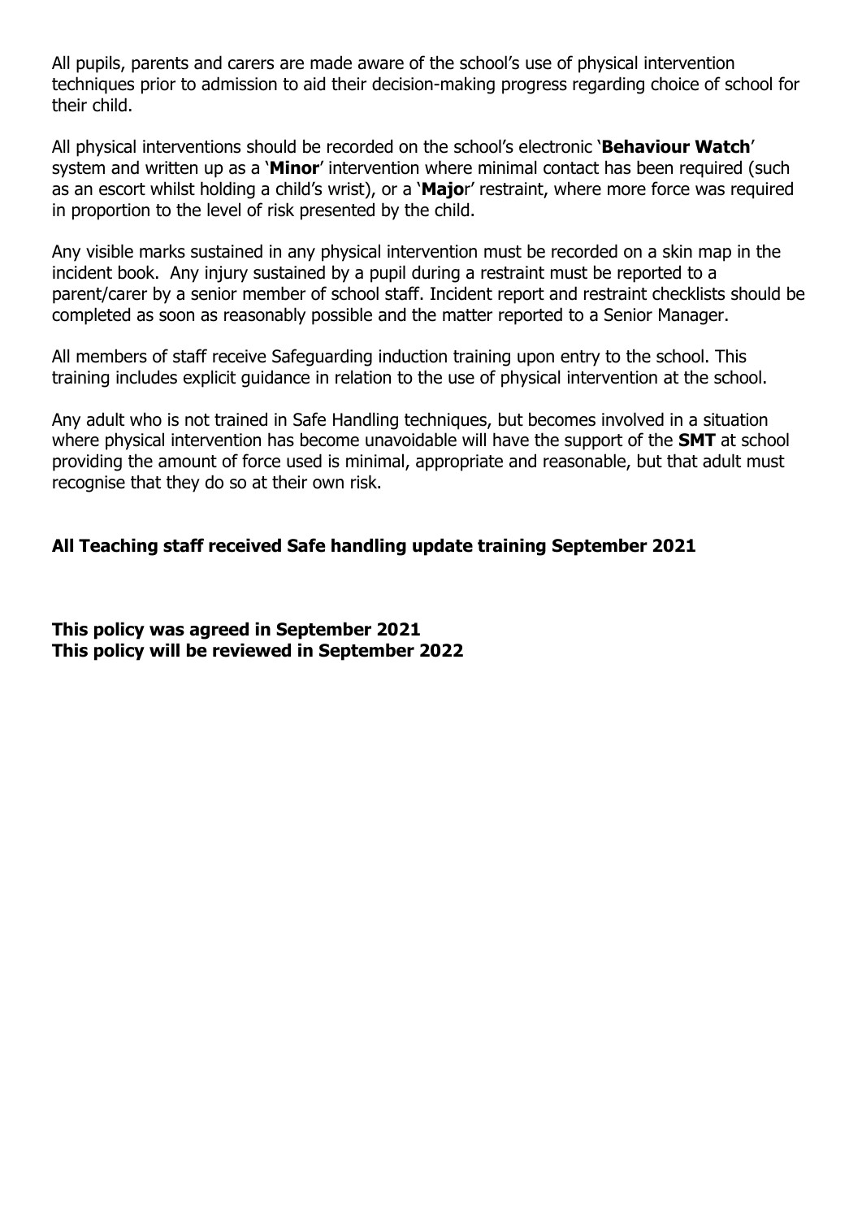All pupils, parents and carers are made aware of the school's use of physical intervention techniques prior to admission to aid their decision-making progress regarding choice of school for their child.

All physical interventions should be recorded on the school's electronic '**Behaviour Watch**' system and written up as a '**Minor**' intervention where minimal contact has been required (such as an escort whilst holding a child's wrist), or a '**Majo**r' restraint, where more force was required in proportion to the level of risk presented by the child.

Any visible marks sustained in any physical intervention must be recorded on a skin map in the incident book. Any injury sustained by a pupil during a restraint must be reported to a parent/carer by a senior member of school staff. Incident report and restraint checklists should be completed as soon as reasonably possible and the matter reported to a Senior Manager.

All members of staff receive Safeguarding induction training upon entry to the school. This training includes explicit guidance in relation to the use of physical intervention at the school.

Any adult who is not trained in Safe Handling techniques, but becomes involved in a situation where physical intervention has become unavoidable will have the support of the **SMT** at school providing the amount of force used is minimal, appropriate and reasonable, but that adult must recognise that they do so at their own risk.

**All Teaching staff received Safe handling update training September 2021**

**This policy was agreed in September 2021**
**This policy will be reviewed in September 2022**